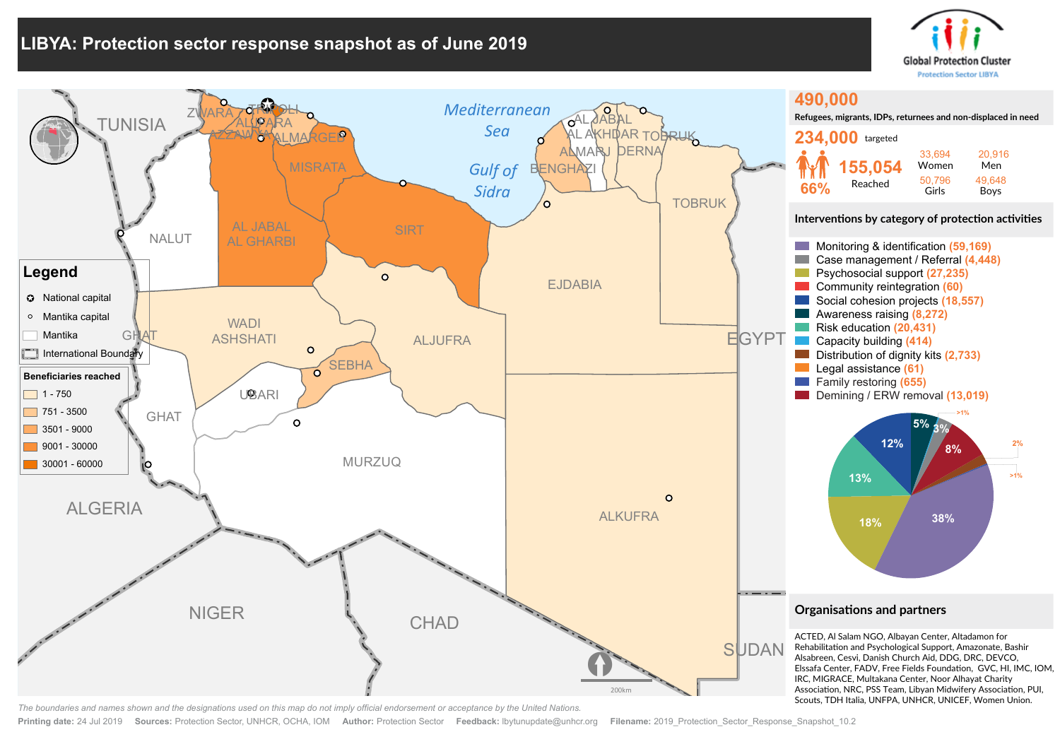# LIBYA: Protection sector response snapshot as of June 2019

Global Protection Cluster
Protection Sector LIBYA

## Legend

- National capital
- Mantika capital
- Mantika
- International Boundary

**Beneficiaries reached**

- 1 - 750
- 751 - 3500
- 3501 - 9000
- 9001 - 30000
- 30001 - 60000

**490,000**
Refugees, migrants, IDPs, returnees and non-displaced in need

**234,000** targeted

**155,054** Reached

66%

| | Women | Men |
|---|---|---|
| | 33,694 | 20,916 |

| | Girls | Boys |
|---|---|---|
| | 50,796 | 49,648 |

## Interventions by category of protection activities

- Monitoring & identification (59,169)
- Case management / Referral (4,448)
- Psychosocial support (27,235)
- Community reintegration (60)
- Social cohesion projects (18,557)
- Awareness raising (8,272)
- Risk education (20,431)
- Capacity building (414)
- Distribution of dignity kits (2,733)
- Legal assistance (61)
- Family restoring (655)
- Demining / ERW removal (13,019)

## Organisations and partners

ACTED, Al Salam NGO, Albayan Center, Altadamon for Rehabilitation and Psychological Support, Amazonate, Bashir Alsabreen, Cesvi, Danish Church Aid, DDG, DRC, DEVCO, Elssafa Center, FADV, Free Fields Foundation, GVC, HI, IMC, IOM, IRC, MIGRACE, Multakana Center, Noor Alhayat Charity Association, NRC, PSS Team, Libyan Midwifery Association, PUI, Scouts, TDH Italia, UNFPA, UNHCR, UNICEF, Women Union.

*The boundaries and names shown and the designations used on this map do not imply official endorsement or acceptance by the United Nations.*

**Printing date:** 24 Jul 2019 **Sources:** Protection Sector, UNHCR, OCHA, IOM **Author:** Protection Sector **Feedback:** lbytunupdate@unhcr.org **Filename:** 2019_Protection_Sector_Response_Snapshot_10.2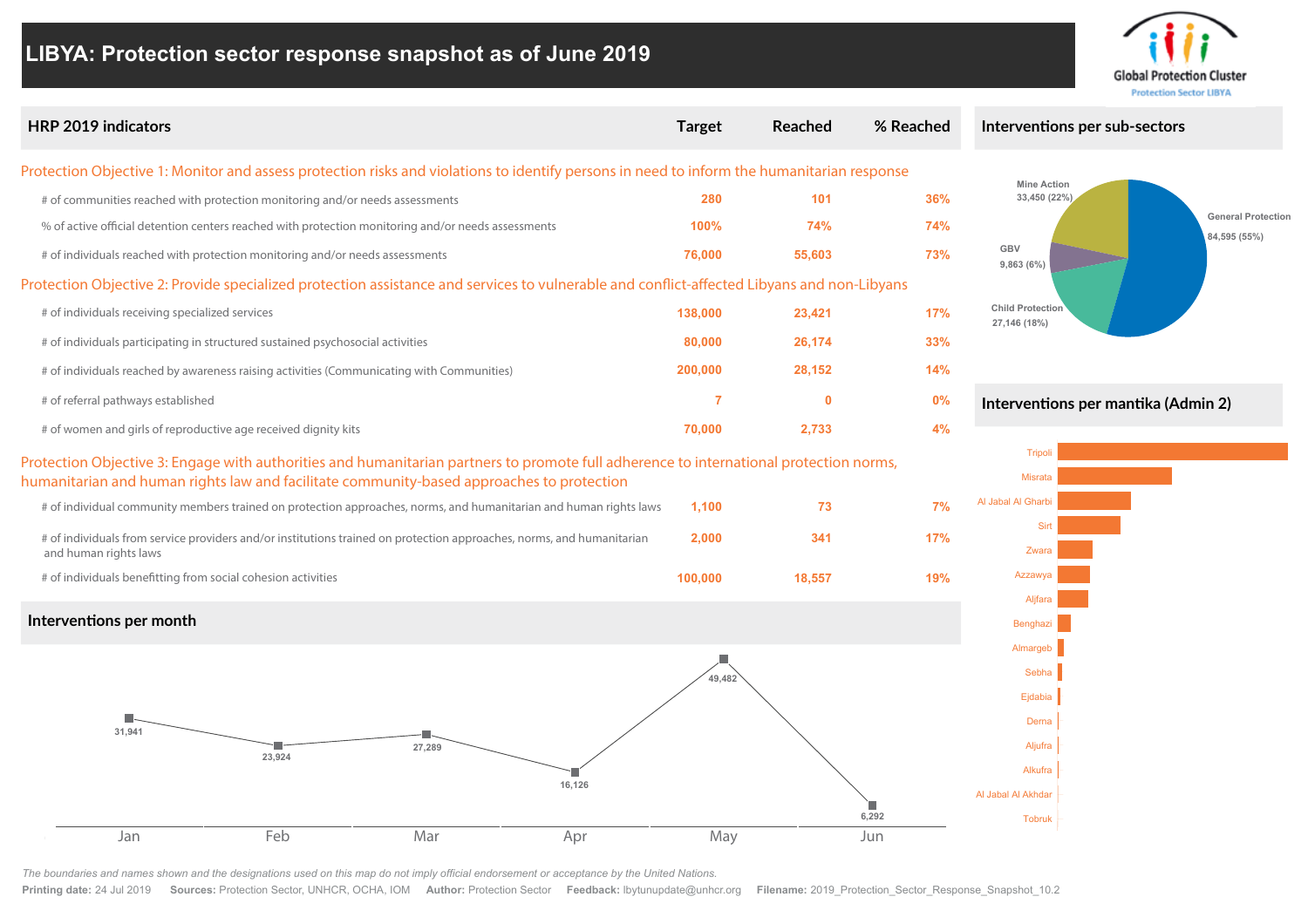# LIBYA: Protection sector response snapshot as of June 2019

Global Protection Cluster
Protection Sector LIBYA

## HRP 2019 indicators

| HRP 2019 indicators | Target | Reached | % Reached |
|---|---|---|---|
| **Protection Objective 1: Monitor and assess protection risks and violations to identify persons in need to inform the humanitarian response** | | | |
| # of communities reached with protection monitoring and/or needs assessments | 280 | 101 | 36% |
| % of active official detention centers reached with protection monitoring and/or needs assessments | 100% | 74% | 74% |
| # of individuals reached with protection monitoring and/or needs assessments | 76,000 | 55,603 | 73% |
| **Protection Objective 2: Provide specialized protection assistance and services to vulnerable and conflict-affected Libyans and non-Libyans** | | | |
| # of individuals receiving specialized services | 138,000 | 23,421 | 17% |
| # of individuals participating in structured sustained psychosocial activities | 80,000 | 26,174 | 33% |
| # of individuals reached by awareness raising activities (Communicating with Communities) | 200,000 | 28,152 | 14% |
| # of referral pathways established | 7 | 0 | 0% |
| # of women and girls of reproductive age received dignity kits | 70,000 | 2,733 | 4% |
| **Protection Objective 3: Engage with authorities and humanitarian partners to promote full adherence to international protection norms, humanitarian and human rights law and facilitate community-based approaches to protection** | | | |
| # of individual community members trained on protection approaches, norms, and humanitarian and human rights laws | 1,100 | 73 | 7% |
| # of individuals from service providers and/or institutions trained on protection approaches, norms, and humanitarian and human rights laws | 2,000 | 341 | 17% |
| # of individuals benefitting from social cohesion activities | 100,000 | 18,557 | 19% |

## Interventions per sub-sectors

General Protection 84,595 (55%)
Mine Action 33,450 (22%)
Child Protection 27,146 (18%)
GBV 9,863 (6%)

## Interventions per mantika (Admin 2)

Tripoli
Misrata
Al Jabal Al Gharbi
Sirt
Zwara
Azzawya
Aljfara
Benghazi
Almargeb
Sebha
Ejdabia
Derna
Aljufra
Alkufra
Al Jabal Al Akhdar
Tobruk

## Interventions per month

Jan 31,941
Feb 23,924
Mar 27,289
Apr 16,126
May 49,482
Jun 6,292

*The boundaries and names shown and the designations used on this map do not imply official endorsement or acceptance by the United Nations.*

**Printing date:** 24 Jul 2019 **Sources:** Protection Sector, UNHCR, OCHA, IOM **Author:** Protection Sector **Feedback:** lbytunupdate@unhcr.org **Filename:** 2019_Protection_Sector_Response_Snapshot_10.2